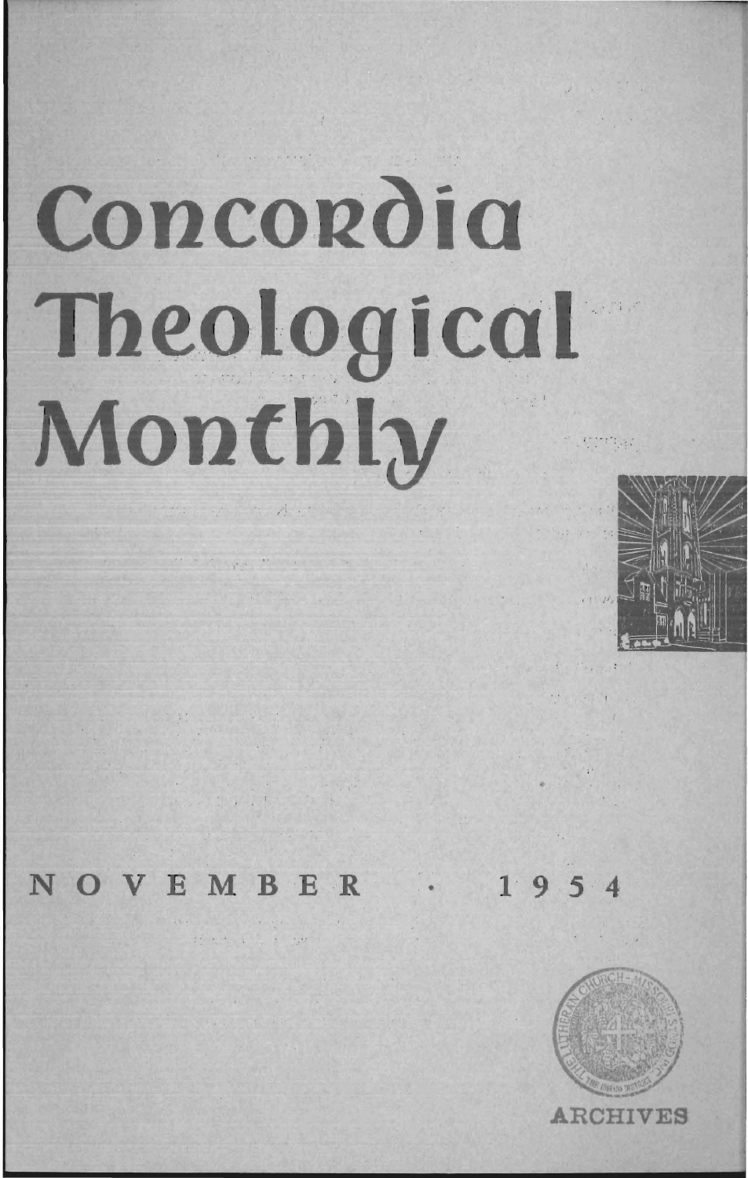# Concordia Theological Monthly

NOVEMBER · 1954

ARCHIVES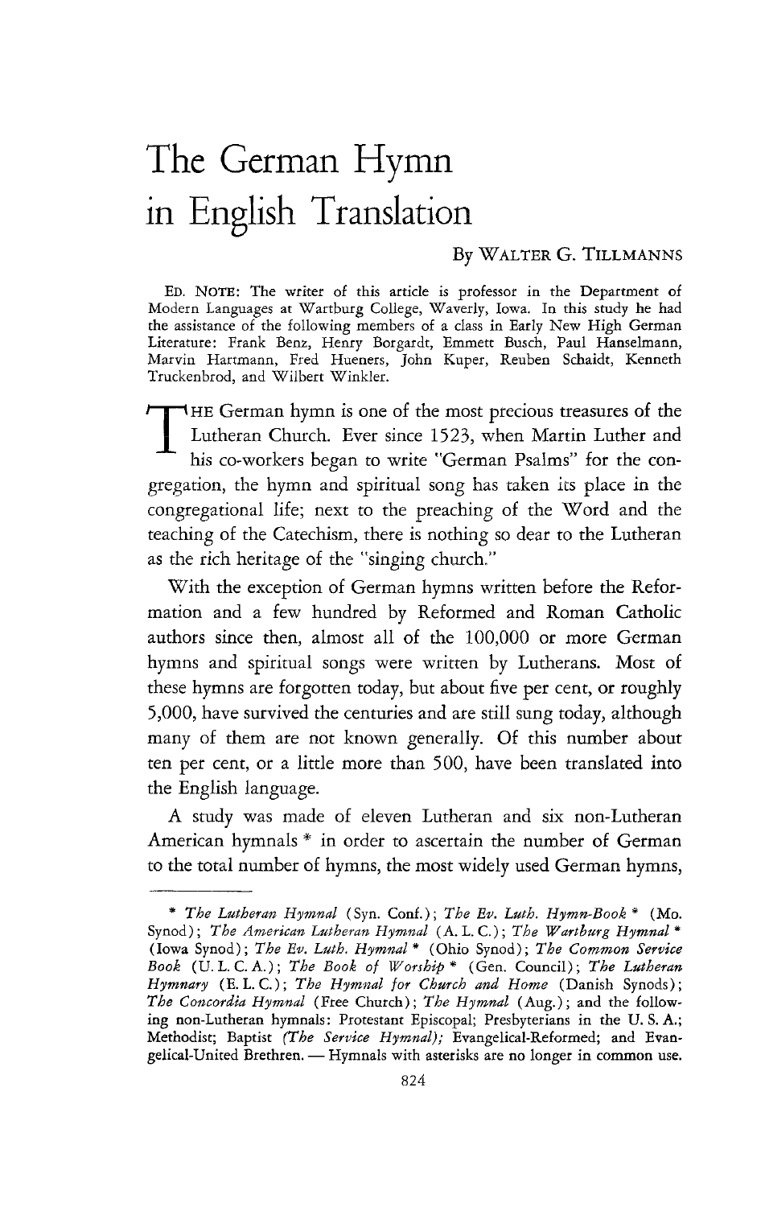# The German Hymn in English Translation

By WALTER G. TILLMANNS

ED. NOTE: The writer of this article is professor in the Department of Modern Languages at Wartburg College, Waverly, Iowa. In this study he had the assistance of the following members of a class in Early New High German Literature: Frank Benz, Henry Borgardt, Emmett Busch, Paul Hanselmann, Marvin Hartmann, Fred Hueners, John Kuper, Reuben Schaidt, Kenneth Truckenbrod, and Wilbert Winkler.

THE German hymn is one of the most precious treasures of the Lutheran Church. Ever since 1523, when Martin Luther and his co-workers began to write "German Psalms" for the congregation, the hymn and spiritual song has taken its place in the congregational life; next to the preaching of the Word and the teaching of the Catechism, there is nothing so dear to the Lutheran as the rich heritage of the "singing church."

With the exception of German hymns written before the Reformation and a few hundred by Reformed and Roman Catholic authors since then, almost all of the 100,000 or more German hymns and spiritual songs were written by Lutherans. Most of these hymns are forgotten today, but about five per cent, or roughly 5,000, have survived the centuries and are still sung today, although many of them are not known generally. Of this number about ten per cent, or a little more than 500, have been translated into the English language.

A study was made of eleven Lutheran and six non-Lutheran American hymnals * in order to ascertain the number of German to the total number of hymns, the most widely used German hymns,

---

\* *The Lutheran Hymnal* (Syn. Conf.); *The Ev. Luth. Hymn-Book* * (Mo. Synod); *The American Lutheran Hymnal* (A. L. C.); *The Wartburg Hymnal* * (Iowa Synod); *The Ev. Luth. Hymnal* * (Ohio Synod); *The Common Service Book* (U. L. C. A.); *The Book of Worship* * (Gen. Council); *The Lutheran Hymnary* (E. L. C.); *The Hymnal for Church and Home* (Danish Synods); *The Concordia Hymnal* (Free Church); *The Hymnal* (Aug.); and the following non-Lutheran hymnals: Protestant Episcopal; Presbyterians in the U. S. A.; Methodist; Baptist *(The Service Hymnal)*; Evangelical-Reformed; and Evangelical-United Brethren. — Hymnals with asterisks are no longer in common use.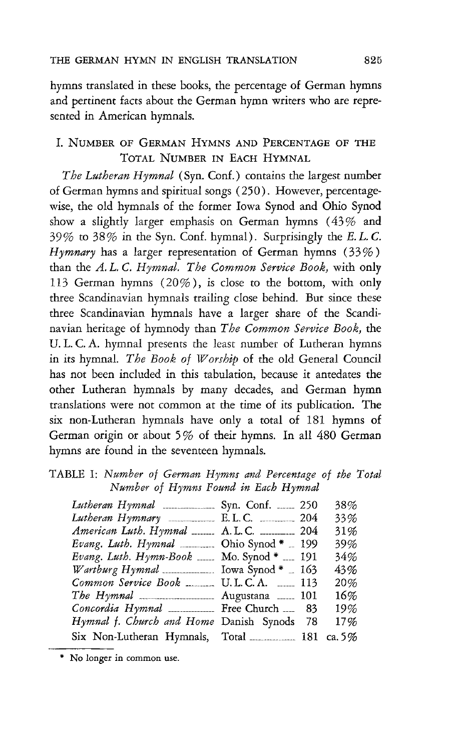hymns translated in these books, the percentage of German hymns and pertinent facts about the German hymn writers who are represented in American hymnals.

## I. Number of German Hymns and Percentage of the Total Number in Each Hymnal

*The Lutheran Hymnal* (Syn. Conf.) contains the largest number of German hymns and spiritual songs (250). However, percentage-wise, the old hymnals of the former Iowa Synod and Ohio Synod show a slightly larger emphasis on German hymns (43% and 39% to 38% in the Syn. Conf. hymnal). Surprisingly the *E. L. C. Hymnary* has a larger representation of German hymns (33%) than the *A. L. C. Hymnal*. *The Common Service Book*, with only 113 German hymns (20%), is close to the bottom, with only three Scandinavian hymnals trailing close behind. But since these three Scandinavian hymnals have a larger share of the Scandinavian heritage of hymnody than *The Common Service Book*, the U. L. C. A. hymnal presents the least number of Lutheran hymns in its hymnal. *The Book of Worship* of the old General Council has not been included in this tabulation, because it antedates the other Lutheran hymnals by many decades, and German hymn translations were not common at the time of its publication. The six non-Lutheran hymnals have only a total of 181 hymns of German origin or about 5% of their hymns. In all 480 German hymns are found in the seventeen hymnals.

TABLE I: *Number of German Hymns and Percentage of the Total Number of Hymns Found in Each Hymnal*

| Hymnal | Body | Number | Percentage |
|---|---|---|---|
| *Lutheran Hymnal* | Syn. Conf. | 250 | 38% |
| *Lutheran Hymnary* | E. L. C. | 204 | 33% |
| *American Luth. Hymnal* | A. L. C. | 204 | 31% |
| *Evang. Luth. Hymnal* | Ohio Synod * | 199 | 39% |
| *Evang. Luth. Hymn-Book* | Mo. Synod * | 191 | 34% |
| *Wartburg Hymnal* | Iowa Synod * | 163 | 43% |
| *Common Service Book* | U. L. C. A. | 113 | 20% |
| *The Hymnal* | Augustana | 101 | 16% |
| *Concordia Hymnal* | Free Church | 83 | 19% |
| *Hymnal f. Church and Home* | Danish Synods | 78 | 17% |
| Six Non-Lutheran Hymnals, | Total | 181 | ca. 5% |

\* No longer in common use.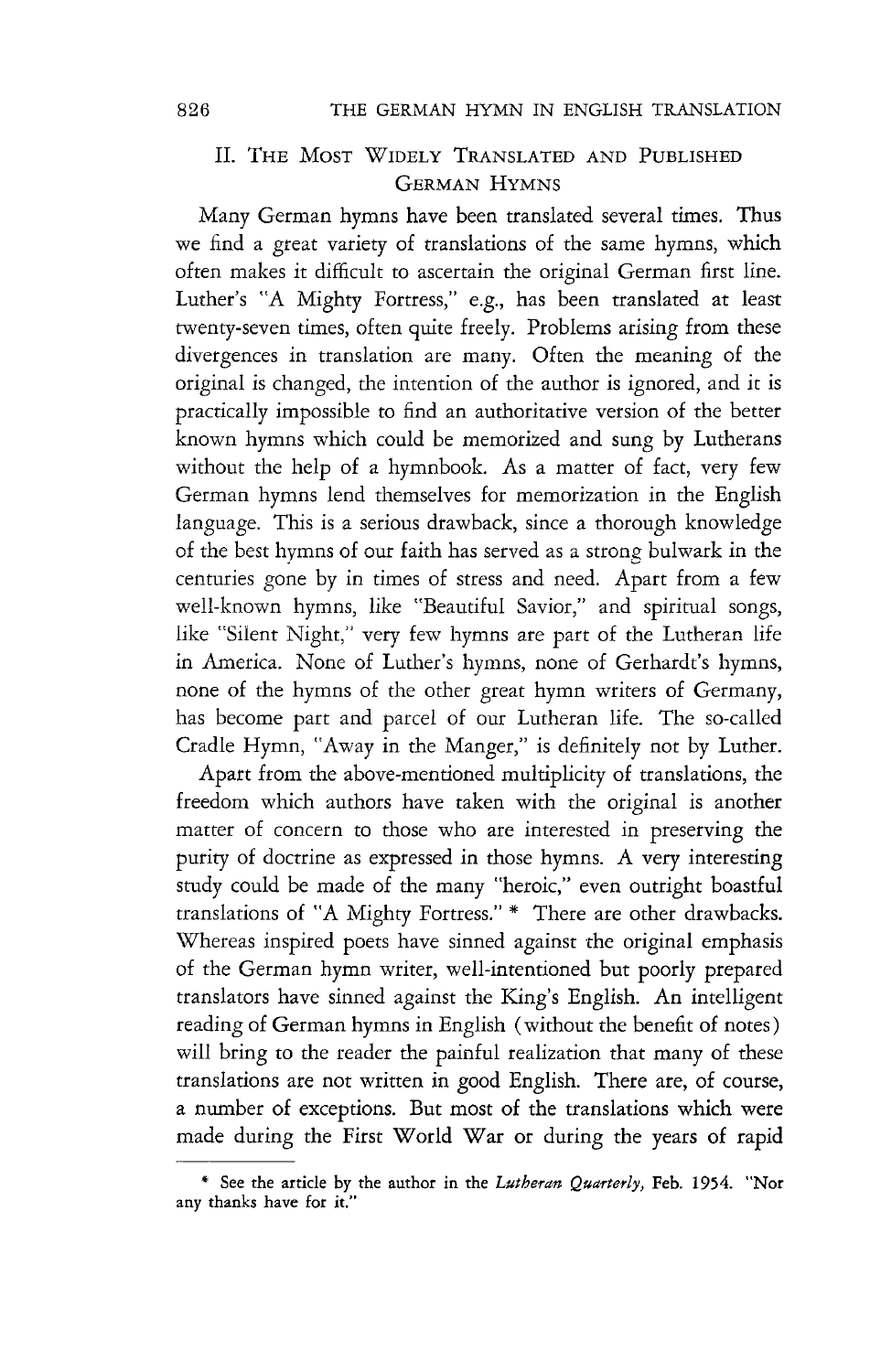## II. The Most Widely Translated and Published German Hymns

Many German hymns have been translated several times. Thus we find a great variety of translations of the same hymns, which often makes it difficult to ascertain the original German first line. Luther's "A Mighty Fortress," e.g., has been translated at least twenty-seven times, often quite freely. Problems arising from these divergences in translation are many. Often the meaning of the original is changed, the intention of the author is ignored, and it is practically impossible to find an authoritative version of the better known hymns which could be memorized and sung by Lutherans without the help of a hymnbook. As a matter of fact, very few German hymns lend themselves for memorization in the English language. This is a serious drawback, since a thorough knowledge of the best hymns of our faith has served as a strong bulwark in the centuries gone by in times of stress and need. Apart from a few well-known hymns, like "Beautiful Savior," and spiritual songs, like "Silent Night," very few hymns are part of the Lutheran life in America. None of Luther's hymns, none of Gerhardt's hymns, none of the hymns of the other great hymn writers of Germany, has become part and parcel of our Lutheran life. The so-called Cradle Hymn, "Away in the Manger," is definitely not by Luther.

Apart from the above-mentioned multiplicity of translations, the freedom which authors have taken with the original is another matter of concern to those who are interested in preserving the purity of doctrine as expressed in those hymns. A very interesting study could be made of the many "heroic," even outright boastful translations of "A Mighty Fortress." * There are other drawbacks. Whereas inspired poets have sinned against the original emphasis of the German hymn writer, well-intentioned but poorly prepared translators have sinned against the King's English. An intelligent reading of German hymns in English (without the benefit of notes) will bring to the reader the painful realization that many of these translations are not written in good English. There are, of course, a number of exceptions. But most of the translations which were made during the First World War or during the years of rapid

* See the article by the author in the *Lutheran Quarterly*, Feb. 1954. "Nor any thanks have for it."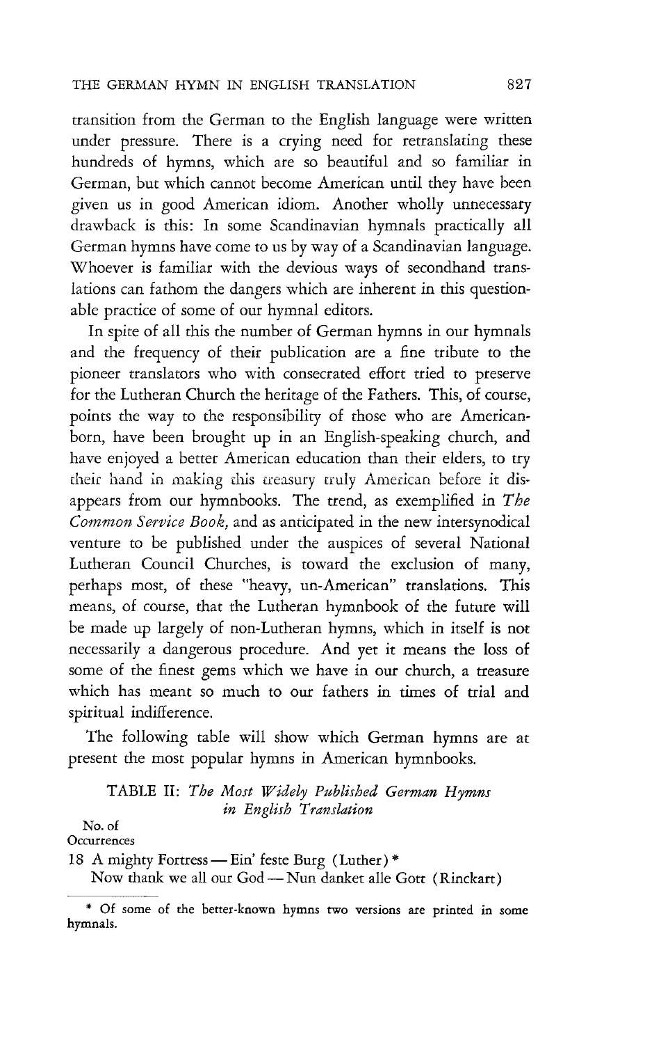transition from the German to the English language were written under pressure. There is a crying need for retranslating these hundreds of hymns, which are so beautiful and so familiar in German, but which cannot become American until they have been given us in good American idiom. Another wholly unnecessary drawback is this: In some Scandinavian hymnals practically all German hymns have come to us by way of a Scandinavian language. Whoever is familiar with the devious ways of secondhand translations can fathom the dangers which are inherent in this questionable practice of some of our hymnal editors.

In spite of all this the number of German hymns in our hymnals and the frequency of their publication are a fine tribute to the pioneer translators who with consecrated effort tried to preserve for the Lutheran Church the heritage of the Fathers. This, of course, points the way to the responsibility of those who are American-born, have been brought up in an English-speaking church, and have enjoyed a better American education than their elders, to try their hand in making this treasury truly American before it disappears from our hymnbooks. The trend, as exemplified in *The Common Service Book,* and as anticipated in the new intersynodical venture to be published under the auspices of several National Lutheran Council Churches, is toward the exclusion of many, perhaps most, of these "heavy, un-American" translations. This means, of course, that the Lutheran hymnbook of the future will be made up largely of non-Lutheran hymns, which in itself is not necessarily a dangerous procedure. And yet it means the loss of some of the finest gems which we have in our church, a treasure which has meant so much to our fathers in times of trial and spiritual indifference.

The following table will show which German hymns are at present the most popular hymns in American hymnbooks.

TABLE II: *The Most Widely Published German Hymns in English Translation*

| No. of Occurrences | |
|---|---|
| 18 | A mighty Fortress — Ein' feste Burg (Luther) * |
| | Now thank we all our God — Nun danket alle Gott (Rinckart) |

\* Of some of the better-known hymns two versions are printed in some hymnals.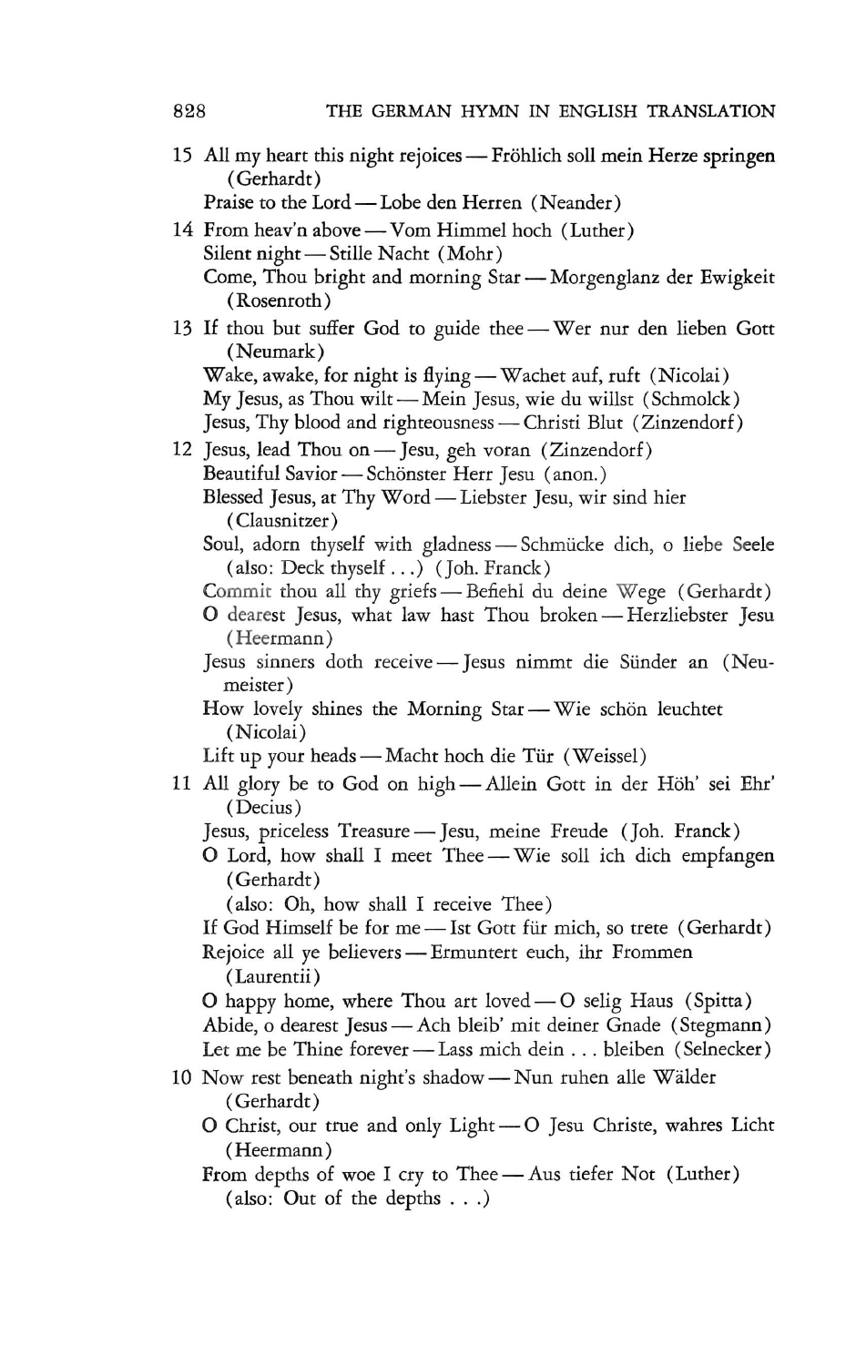15 All my heart this night rejoices — Fröhlich soll mein Herze springen (Gerhardt)
Praise to the Lord — Lobe den Herren (Neander)

14 From heav'n above — Vom Himmel hoch (Luther)
Silent night — Stille Nacht (Mohr)
Come, Thou bright and morning Star — Morgenglanz der Ewigkeit (Rosenroth)

13 If thou but suffer God to guide thee — Wer nur den lieben Gott (Neumark)
Wake, awake, for night is flying — Wachet auf, ruft (Nicolai)
My Jesus, as Thou wilt — Mein Jesus, wie du willst (Schmolck)
Jesus, Thy blood and righteousness — Christi Blut (Zinzendorf)

12 Jesus, lead Thou on — Jesu, geh voran (Zinzendorf)
Beautiful Savior — Schönster Herr Jesu (anon.)
Blessed Jesus, at Thy Word — Liebster Jesu, wir sind hier (Clausnitzer)
Soul, adorn thyself with gladness — Schmücke dich, o liebe Seele (also: Deck thyself . . .) (Joh. Franck)
Commit thou all thy griefs — Befiehl du deine Wege (Gerhardt)
O dearest Jesus, what law hast Thou broken — Herzliebster Jesu (Heermann)
Jesus sinners doth receive — Jesus nimmt die Sünder an (Neumeister)
How lovely shines the Morning Star — Wie schön leuchtet (Nicolai)
Lift up your heads — Macht hoch die Tür (Weissel)

11 All glory be to God on high — Allein Gott in der Höh' sei Ehr' (Decius)
Jesus, priceless Treasure — Jesu, meine Freude (Joh. Franck)
O Lord, how shall I meet Thee — Wie soll ich dich empfangen (Gerhardt)
(also: Oh, how shall I receive Thee)
If God Himself be for me — Ist Gott für mich, so trete (Gerhardt)
Rejoice all ye believers — Ermuntert euch, ihr Frommen (Laurentii)
O happy home, where Thou art loved — O selig Haus (Spitta)
Abide, o dearest Jesus — Ach bleib' mit deiner Gnade (Stegmann)
Let me be Thine forever — Lass mich dein . . . bleiben (Selnecker)

10 Now rest beneath night's shadow — Nun ruhen alle Wälder (Gerhardt)
O Christ, our true and only Light — O Jesu Christe, wahres Licht (Heermann)
From depths of woe I cry to Thee — Aus tiefer Not (Luther)
(also: Out of the depths . . .)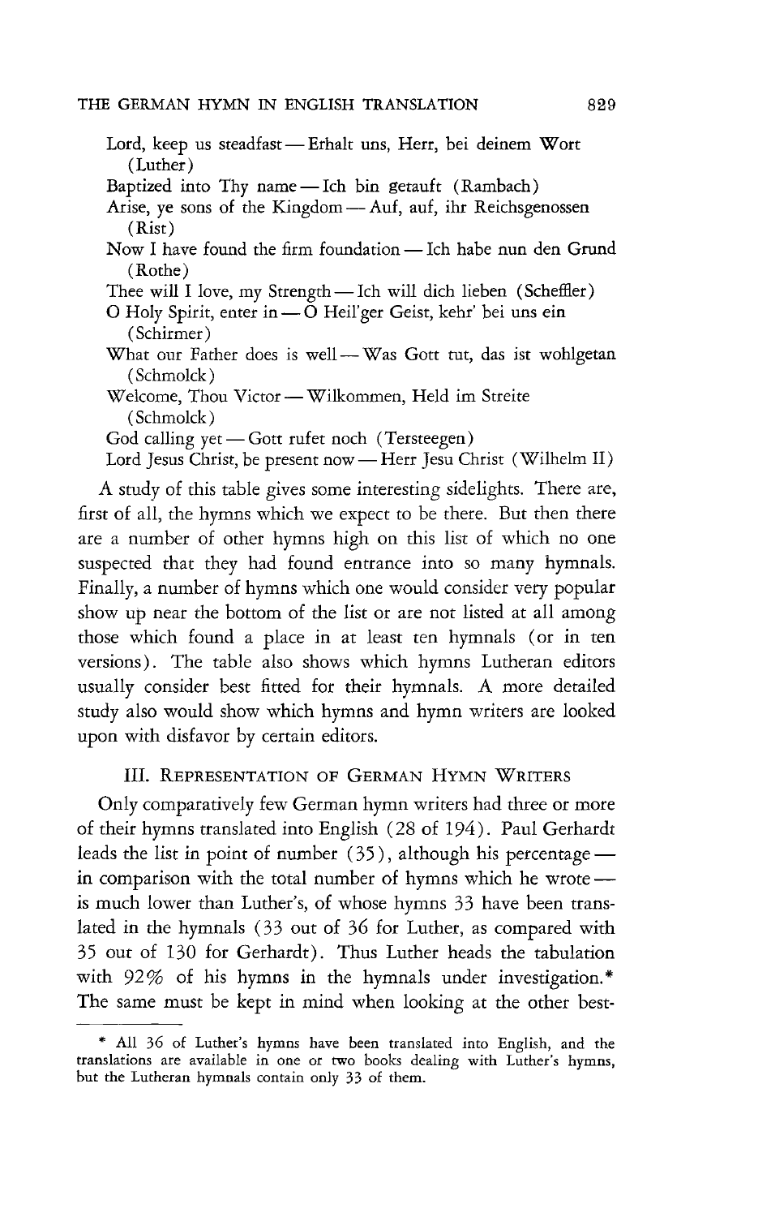Lord, keep us steadfast — Erhalt uns, Herr, bei deinem Wort (Luther)
Baptized into Thy name — Ich bin getauft (Rambach)
Arise, ye sons of the Kingdom — Auf, auf, ihr Reichsgenossen (Rist)
Now I have found the firm foundation — Ich habe nun den Grund (Rothe)
Thee will I love, my Strength — Ich will dich lieben (Scheffler)
O Holy Spirit, enter in — O Heil'ger Geist, kehr' bei uns ein (Schirmer)
What our Father does is well — Was Gott tut, das ist wohlgetan (Schmolck)
Welcome, Thou Victor — Wilkommen, Held im Streite (Schmolck)
God calling yet — Gott rufet noch (Tersteegen)
Lord Jesus Christ, be present now — Herr Jesu Christ (Wilhelm II)

A study of this table gives some interesting sidelights. There are, first of all, the hymns which we expect to be there. But then there are a number of other hymns high on this list of which no one suspected that they had found entrance into so many hymnals. Finally, a number of hymns which one would consider very popular show up near the bottom of the list or are not listed at all among those which found a place in at least ten hymnals (or in ten versions). The table also shows which hymns Lutheran editors usually consider best fitted for their hymnals. A more detailed study also would show which hymns and hymn writers are looked upon with disfavor by certain editors.

## III. Representation of German Hymn Writers

Only comparatively few German hymn writers had three or more of their hymns translated into English (28 of 194). Paul Gerhardt leads the list in point of number (35), although his percentage — in comparison with the total number of hymns which he wrote — is much lower than Luther's, of whose hymns 33 have been translated in the hymnals (33 out of 36 for Luther, as compared with 35 out of 130 for Gerhardt). Thus Luther heads the tabulation with 92% of his hymns in the hymnals under investigation.* The same must be kept in mind when looking at the other best-

* All 36 of Luther's hymns have been translated into English, and the translations are available in one or two books dealing with Luther's hymns, but the Lutheran hymnals contain only 33 of them.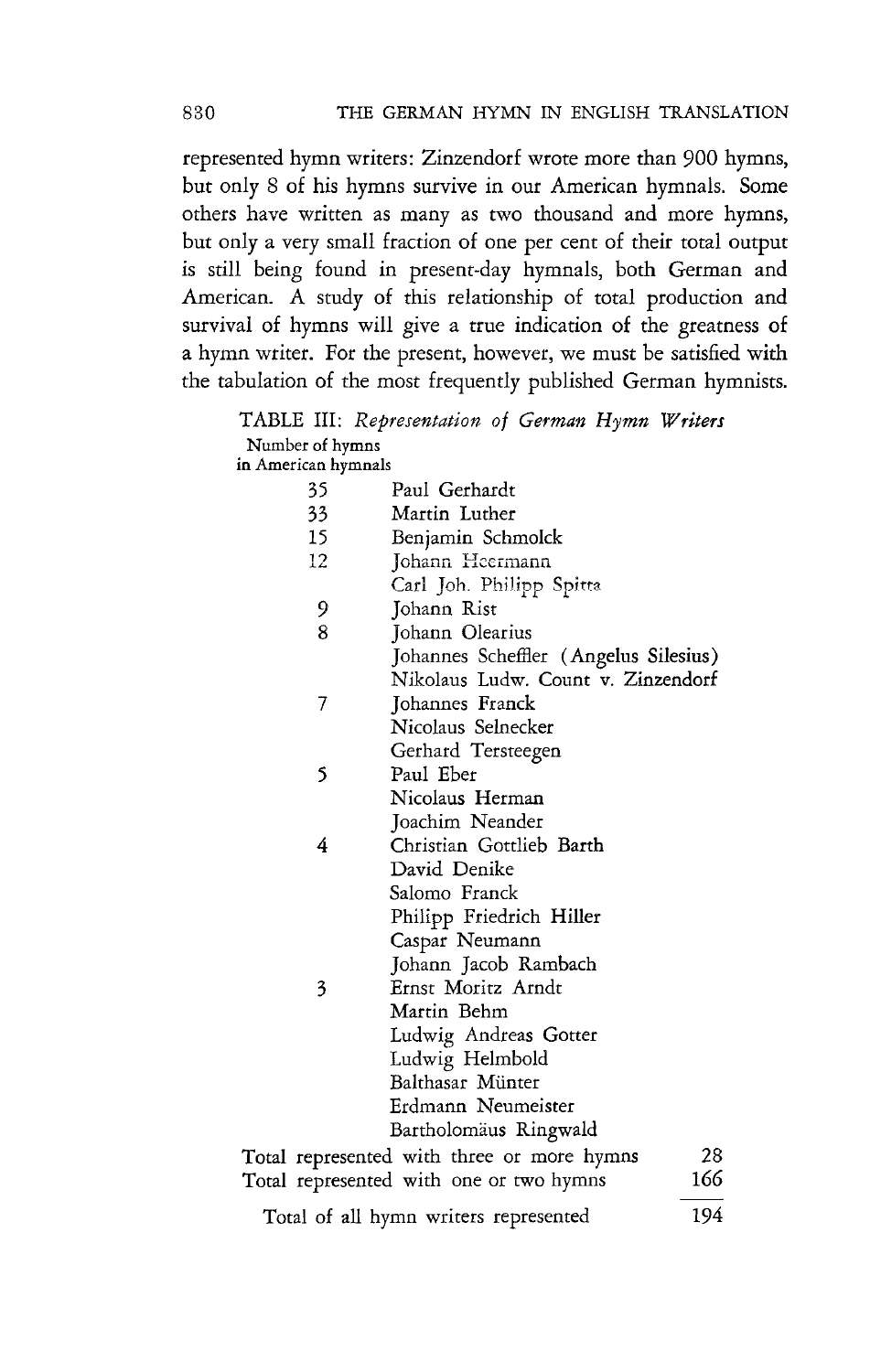represented hymn writers: Zinzendorf wrote more than 900 hymns, but only 8 of his hymns survive in our American hymnals. Some others have written as many as two thousand and more hymns, but only a very small fraction of one per cent of their total output is still being found in present-day hymnals, both German and American. A study of this relationship of total production and survival of hymns will give a true indication of the greatness of a hymn writer. For the present, however, we must be satisfied with the tabulation of the most frequently published German hymnists.

TABLE III: *Representation of German Hymn Writers*

| Number of hymns in American hymnals | |
|---|---|
| 35 | Paul Gerhardt |
| 33 | Martin Luther |
| 15 | Benjamin Schmolck |
| 12 | Johann Heermann |
| | Carl Joh. Philipp Spitta |
| 9 | Johann Rist |
| 8 | Johann Olearius |
| | Johannes Scheffler (Angelus Silesius) |
| | Nikolaus Ludw. Count v. Zinzendorf |
| 7 | Johannes Franck |
| | Nicolaus Selnecker |
| | Gerhard Tersteegen |
| 5 | Paul Eber |
| | Nicolaus Herman |
| | Joachim Neander |
| 4 | Christian Gottlieb Barth |
| | David Denike |
| | Salomo Franck |
| | Philipp Friedrich Hiller |
| | Caspar Neumann |
| | Johann Jacob Rambach |
| 3 | Ernst Moritz Arndt |
| | Martin Behm |
| | Ludwig Andreas Gotter |
| | Ludwig Helmbold |
| | Balthasar Münter |
| | Erdmann Neumeister |
| | Bartholomäus Ringwald |

| | |
|---|---|
| Total represented with three or more hymns | 28 |
| Total represented with one or two hymns | 166 |
| Total of all hymn writers represented | 194 |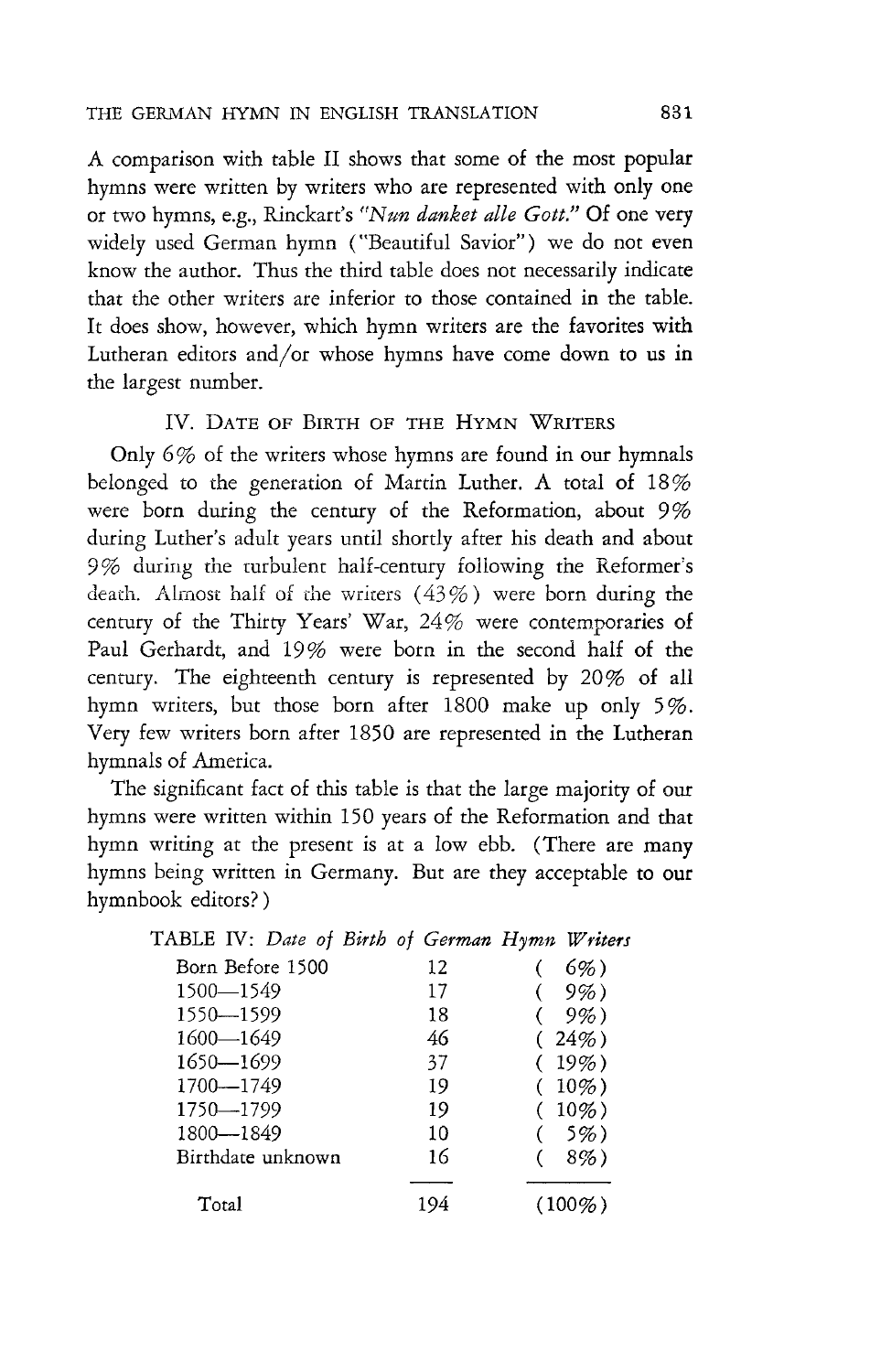A comparison with table II shows that some of the most popular hymns were written by writers who are represented with only one or two hymns, e.g., Rinckart's *"Nun danket alle Gott."* Of one very widely used German hymn ("Beautiful Savior") we do not even know the author. Thus the third table does not necessarily indicate that the other writers are inferior to those contained in the table. It does show, however, which hymn writers are the favorites with Lutheran editors and/or whose hymns have come down to us in the largest number.

## IV. Date of Birth of the Hymn Writers

Only 6% of the writers whose hymns are found in our hymnals belonged to the generation of Martin Luther. A total of 18% were born during the century of the Reformation, about 9% during Luther's adult years until shortly after his death and about 9% during the turbulent half-century following the Reformer's death. Almost half of the writers (43%) were born during the century of the Thirty Years' War, 24% were contemporaries of Paul Gerhardt, and 19% were born in the second half of the century. The eighteenth century is represented by 20% of all hymn writers, but those born after 1800 make up only 5%. Very few writers born after 1850 are represented in the Lutheran hymnals of America.

The significant fact of this table is that the large majority of our hymns were written within 150 years of the Reformation and that hymn writing at the present is at a low ebb. (There are many hymns being written in Germany. But are they acceptable to our hymnbook editors?)

TABLE IV: *Date of Birth of German Hymn Writers*

| | | |
|---|---|---|
| Born Before 1500 | 12 | (6%) |
| 1500—1549 | 17 | (9%) |
| 1550—1599 | 18 | (9%) |
| 1600—1649 | 46 | (24%) |
| 1650—1699 | 37 | (19%) |
| 1700—1749 | 19 | (10%) |
| 1750—1799 | 19 | (10%) |
| 1800—1849 | 10 | (5%) |
| Birthdate unknown | 16 | (8%) |
| Total | 194 | (100%) |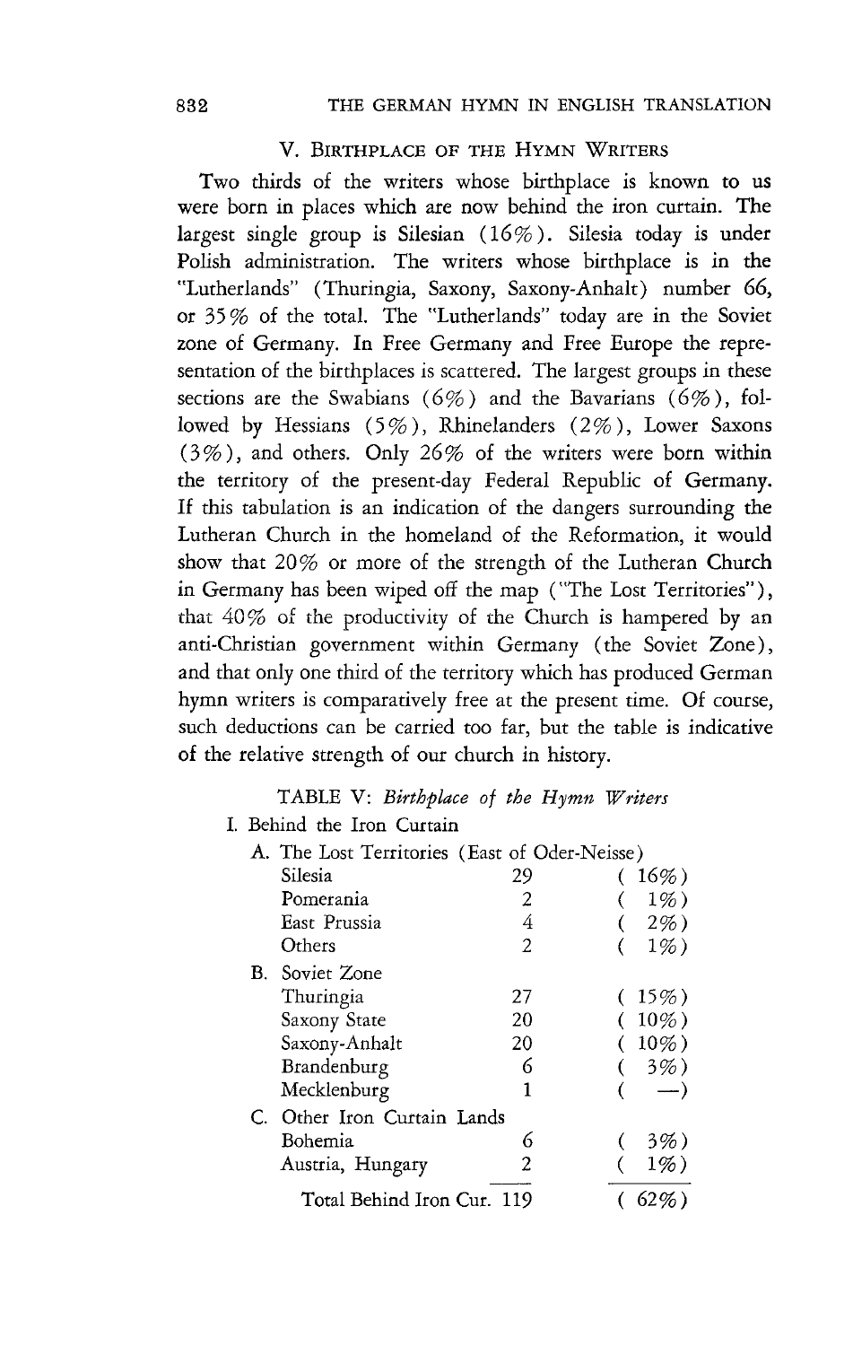## V. Birthplace of the Hymn Writers

Two thirds of the writers whose birthplace is known to us were born in places which are now behind the iron curtain. The largest single group is Silesian (16%). Silesia today is under Polish administration. The writers whose birthplace is in the "Lutherlands" (Thuringia, Saxony, Saxony-Anhalt) number 66, or 35% of the total. The "Lutherlands" today are in the Soviet zone of Germany. In Free Germany and Free Europe the representation of the birthplaces is scattered. The largest groups in these sections are the Swabians (6%) and the Bavarians (6%), followed by Hessians (5%), Rhinelanders (2%), Lower Saxons (3%), and others. Only 26% of the writers were born within the territory of the present-day Federal Republic of Germany. If this tabulation is an indication of the dangers surrounding the Lutheran Church in the homeland of the Reformation, it would show that 20% or more of the strength of the Lutheran Church in Germany has been wiped off the map ("The Lost Territories"), that 40% of the productivity of the Church is hampered by an anti-Christian government within Germany (the Soviet Zone), and that only one third of the territory which has produced German hymn writers is comparatively free at the present time. Of course, such deductions can be carried too far, but the table is indicative of the relative strength of our church in history.

TABLE V: *Birthplace of the Hymn Writers*

| I. Behind the Iron Curtain | | |
|---|---|---|
| **A. The Lost Territories (East of Oder-Neisse)** | | |
| Silesia | 29 | (16%) |
| Pomerania | 2 | (1%) |
| East Prussia | 4 | (2%) |
| Others | 2 | (1%) |
| **B. Soviet Zone** | | |
| Thuringia | 27 | (15%) |
| Saxony State | 20 | (10%) |
| Saxony-Anhalt | 20 | (10%) |
| Brandenburg | 6 | (3%) |
| Mecklenburg | 1 | (—) |
| **C. Other Iron Curtain Lands** | | |
| Bohemia | 6 | (3%) |
| Austria, Hungary | 2 | (1%) |
| Total Behind Iron Cur. | 119 | (62%) |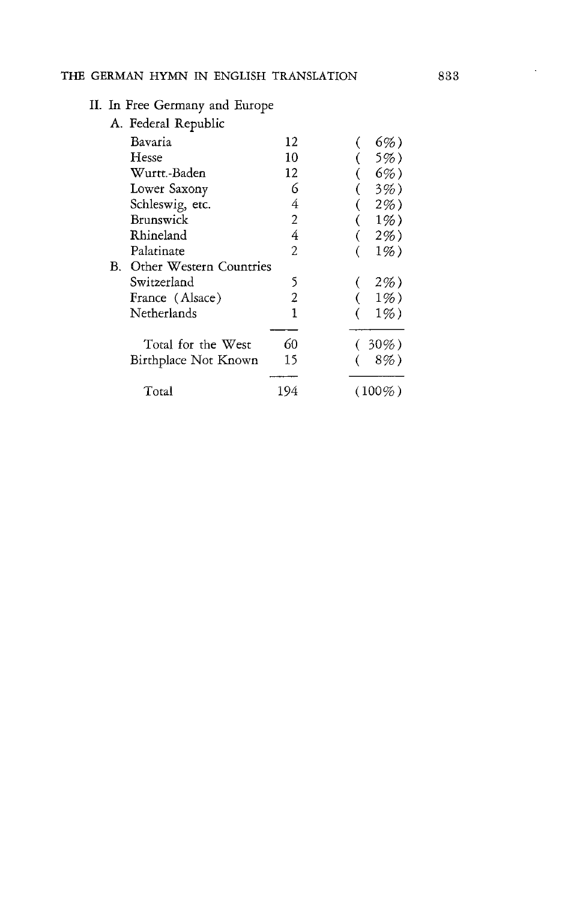| | | |
|---|---|---|
| II. In Free Germany and Europe | | |
| A. Federal Republic | | |
| Bavaria | 12 | ( 6%) |
| Hesse | 10 | ( 5%) |
| Wurtt.-Baden | 12 | ( 6%) |
| Lower Saxony | 6 | ( 3%) |
| Schleswig, etc. | 4 | ( 2%) |
| Brunswick | 2 | ( 1%) |
| Rhineland | 4 | ( 2%) |
| Palatinate | 2 | ( 1%) |
| B. Other Western Countries | | |
| Switzerland | 5 | ( 2%) |
| France (Alsace) | 2 | ( 1%) |
| Netherlands | 1 | ( 1%) |
| Total for the West | 60 | ( 30%) |
| Birthplace Not Known | 15 | ( 8%) |
| Total | 194 | (100%) |